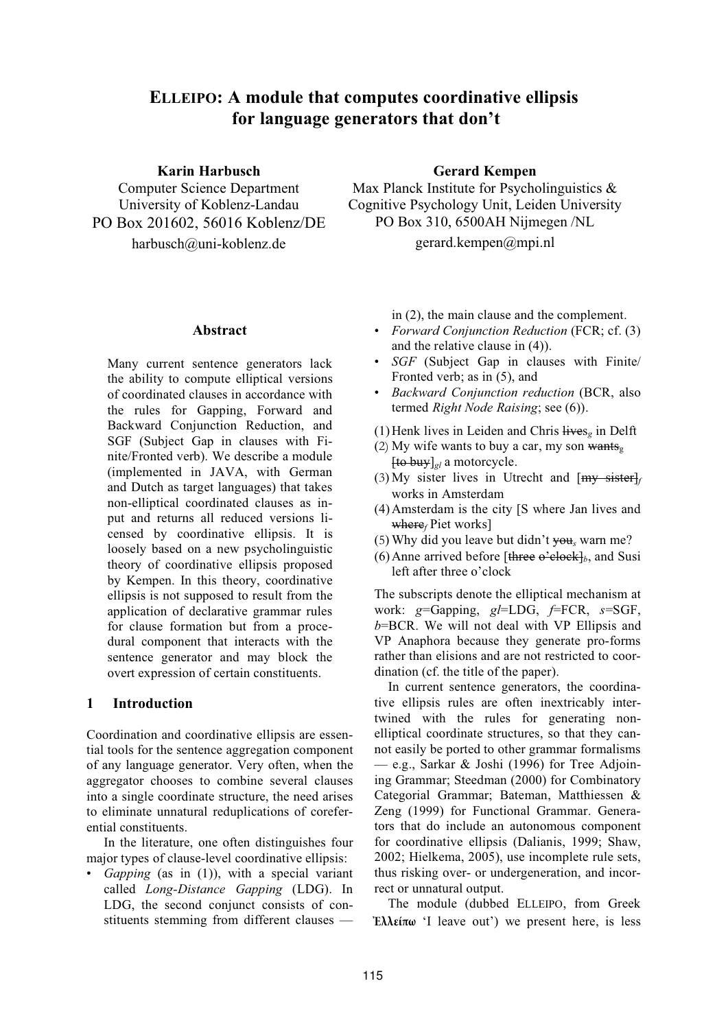# ELLEIPO: A module that computes coordinative ellipsis for language generators that don't

**Karin Harbusch**
Computer Science Department
University of Koblenz-Landau
PO Box 201602, 56016 Koblenz/DE
harbusch@uni-koblenz.de

**Gerard Kempen**
Max Planck Institute for Psycholinguistics &
Cognitive Psychology Unit, Leiden University
PO Box 310, 6500AH Nijmegen /NL
gerard.kempen@mpi.nl

## Abstract

Many current sentence generators lack the ability to compute elliptical versions of coordinated clauses in accordance with the rules for Gapping, Forward and Backward Conjunction Reduction, and SGF (Subject Gap in clauses with Finite/Fronted verb). We describe a module (implemented in JAVA, with German and Dutch as target languages) that takes non-elliptical coordinated clauses as input and returns all reduced versions licensed by coordinative ellipsis. It is loosely based on a new psycholinguistic theory of coordinative ellipsis proposed by Kempen. In this theory, coordinative ellipsis is not supposed to result from the application of declarative grammar rules for clause formation but from a procedural component that interacts with the sentence generator and may block the overt expression of certain constituents.

## 1 Introduction

Coordination and coordinative ellipsis are essential tools for the sentence aggregation component of any language generator. Very often, when the aggregator chooses to combine several clauses into a single coordinate structure, the need arises to eliminate unnatural reduplications of coreferential constituents.

In the literature, one often distinguishes four major types of clause-level coordinative ellipsis:

- *Gapping* (as in (1)), with a special variant called *Long-Distance Gapping* (LDG). In LDG, the second conjunct consists of constituents stemming from different clauses — in (2), the main clause and the complement.
- *Forward Conjunction Reduction* (FCR; cf. (3) and the relative clause in (4)).
- *SGF* (Subject Gap in clauses with Finite/ Fronted verb; as in (5), and
- *Backward Conjunction reduction* (BCR, also termed *Right Node Raising*; see (6)).

(1) Henk lives in Leiden and Chris ~~lives~~$_g$ in Delft
(2) My wife wants to buy a car, my son ~~wants~~$_g$ [~~to buy~~]$_{gl}$ a motorcycle.
(3) My sister lives in Utrecht and [~~my sister~~]$_f$ works in Amsterdam
(4) Amsterdam is the city [S where Jan lives and ~~where~~$_f$ Piet works]
(5) Why did you leave but didn't ~~you~~$_s$ warn me?
(6) Anne arrived before [~~three o'clock~~]$_b$, and Susi left after three o'clock

The subscripts denote the elliptical mechanism at work: *g*=Gapping, *gl*=LDG, *f*=FCR, *s*=SGF, *b*=BCR. We will not deal with VP Ellipsis and VP Anaphora because they generate pro-forms rather than elisions and are not restricted to coordination (cf. the title of the paper).

In current sentence generators, the coordinative ellipsis rules are often inextricably intertwined with the rules for generating non-elliptical coordinate structures, so that they cannot easily be ported to other grammar formalisms — e.g., Sarkar & Joshi (1996) for Tree Adjoining Grammar; Steedman (2000) for Combinatory Categorial Grammar; Bateman, Matthiessen & Zeng (1999) for Functional Grammar. Generators that do include an autonomous component for coordinative ellipsis (Dalianis, 1999; Shaw, 2002; Hielkema, 2005), use incomplete rule sets, thus risking over- or undergeneration, and incorrect or unnatural output.

The module (dubbed ELLEIPO, from Greek Ἐλλείπω 'I leave out') we present here, is less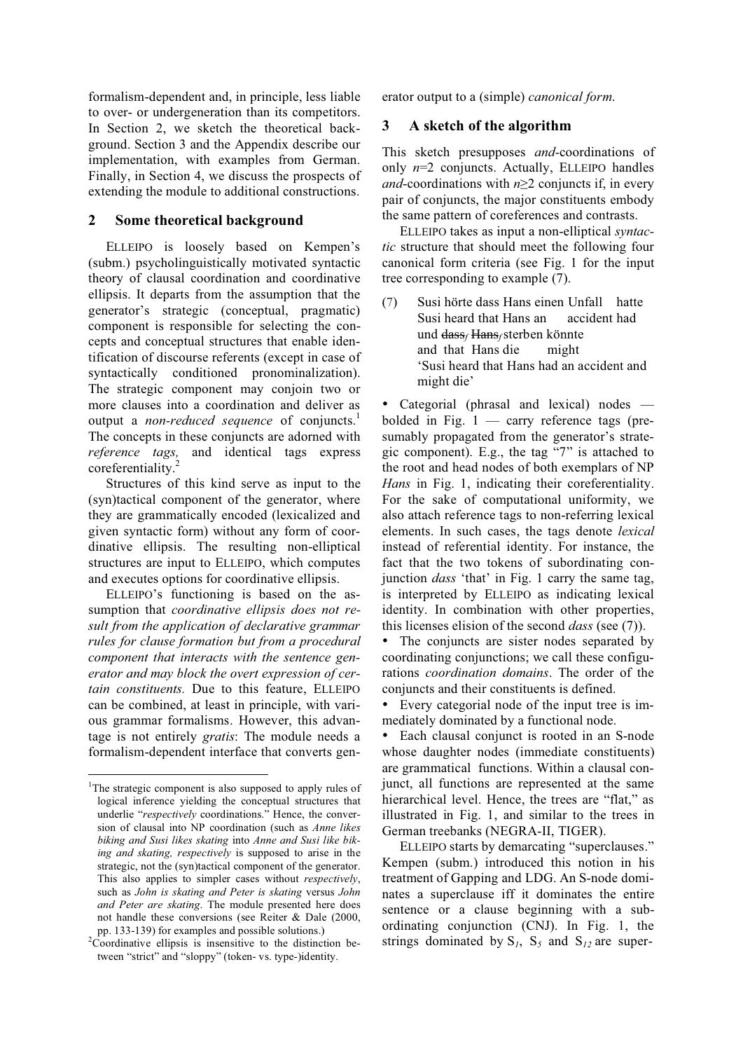formalism-dependent and, in principle, less liable to over- or undergeneration than its competitors. In Section 2, we sketch the theoretical background. Section 3 and the Appendix describe our implementation, with examples from German. Finally, in Section 4, we discuss the prospects of extending the module to additional constructions.

## 2 Some theoretical background

ELLEIPO is loosely based on Kempen's (subm.) psycholinguistically motivated syntactic theory of clausal coordination and coordinative ellipsis. It departs from the assumption that the generator's strategic (conceptual, pragmatic) component is responsible for selecting the concepts and conceptual structures that enable identification of discourse referents (except in case of syntactically conditioned pronominalization). The strategic component may conjoin two or more clauses into a coordination and deliver as output a *non-reduced sequence* of conjuncts.[1] The concepts in these conjuncts are adorned with *reference tags,* and identical tags express coreferentiality.[2]

Structures of this kind serve as input to the (syn)tactical component of the generator, where they are grammatically encoded (lexicalized and given syntactic form) without any form of coordinative ellipsis. The resulting non-elliptical structures are input to ELLEIPO, which computes and executes options for coordinative ellipsis.

ELLEIPO's functioning is based on the assumption that *coordinative ellipsis does not result from the application of declarative grammar rules for clause formation but from a procedural component that interacts with the sentence generator and may block the overt expression of certain constituents.* Due to this feature, ELLEIPO can be combined, at least in principle, with various grammar formalisms. However, this advantage is not entirely *gratis*: The module needs a formalism-dependent interface that converts generator output to a (simple) *canonical form.*

[1] The strategic component is also supposed to apply rules of logical inference yielding the conceptual structures that underlie "*respectively* coordinations." Hence, the conversion of clausal into NP coordination (such as *Anne likes biking and Susi likes skating* into *Anne and Susi like biking and skating, respectively* is supposed to arise in the strategic, not the (syn)tactical component of the generator. This also applies to simpler cases without *respectively*, such as *John is skating and Peter is skating* versus *John and Peter are skating*. The module presented here does not handle these conversions (see Reiter & Dale (2000, pp. 133-139) for examples and possible solutions.)

[2] Coordinative ellipsis is insensitive to the distinction between "strict" and "sloppy" (token- vs. type-)identity.

## 3 A sketch of the algorithm

This sketch presupposes *and*-coordinations of only $n$=2 conjuncts. Actually, ELLEIPO handles *and*-coordinations with $n \geq 2$ conjuncts if, in every pair of conjuncts, the major constituents embody the same pattern of coreferences and contrasts.

ELLEIPO takes as input a non-elliptical *syntactic* structure that should meet the following four canonical form criteria (see Fig. 1 for the input tree corresponding to example (7).

(7) Susi hörte dass Hans einen Unfall hatte
    Susi heard that Hans an accident had
    und ~~dass~~$_f$ ~~Hans~~$_f$ sterben könnte
    and that Hans die might
    'Susi heard that Hans had an accident and might die'

- Categorial (phrasal and lexical) nodes — bolded in Fig. 1 — carry reference tags (presumably propagated from the generator's strategic component). E.g., the tag "7" is attached to the root and head nodes of both exemplars of NP *Hans* in Fig. 1, indicating their coreferentiality. For the sake of computational uniformity, we also attach reference tags to non-referring lexical elements. In such cases, the tags denote *lexical* instead of referential identity. For instance, the fact that the two tokens of subordinating conjunction *dass* 'that' in Fig. 1 carry the same tag, is interpreted by ELLEIPO as indicating lexical identity. In combination with other properties, this licenses elision of the second *dass* (see (7)).
- The conjuncts are sister nodes separated by coordinating conjunctions; we call these configurations *coordination domains*. The order of the conjuncts and their constituents is defined.
- Every categorial node of the input tree is immediately dominated by a functional node.
- Each clausal conjunct is rooted in an S-node whose daughter nodes (immediate constituents) are grammatical functions. Within a clausal conjunct, all functions are represented at the same hierarchical level. Hence, the trees are "flat," as illustrated in Fig. 1, and similar to the trees in German treebanks (NEGRA-II, TIGER).

ELLEIPO starts by demarcating "superclauses." Kempen (subm.) introduced this notion in his treatment of Gapping and LDG. An S-node dominates a superclause iff it dominates the entire sentence or a clause beginning with a subordinating conjunction (CNJ). In Fig. 1, the strings dominated by $S_1$, $S_5$ and $S_{12}$ are super-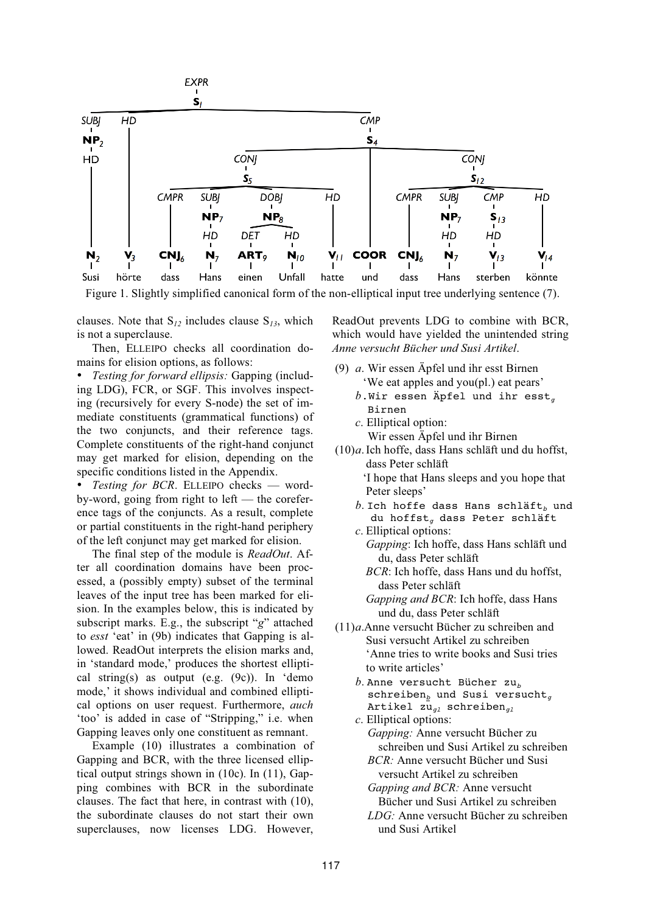EXPR

$S_1$

SUBJ HD CMP

$NP_2$ $S_4$

HD CONJ CONJ

$S_5$ $S_{12}$

CMPR SUBJ DOBJ HD CMPR SUBJ CMP HD

$NP_7$ $NP_8$ $NP_7$ $S_{13}$

HD DET HD HD HD

$N_2$ $V_3$ $CNJ_6$ $N_7$ $ART_9$ $N_{10}$ $V_{11}$ COOR $CNJ_6$ $N_7$ $V_{13}$ $V_{14}$

Susi hörte dass Hans einen Unfall hatte und dass Hans sterben könnte

Figure 1. Slightly simplified canonical form of the non-elliptical input tree underlying sentence (7).

clauses. Note that $S_{12}$ includes clause $S_{13}$, which is not a superclause.

Then, ELLEIPO checks all coordination domains for elision options, as follows:

- *Testing for forward ellipsis:* Gapping (including LDG), FCR, or SGF. This involves inspecting (recursively for every S-node) the set of immediate constituents (grammatical functions) of the two conjuncts, and their reference tags. Complete constituents of the right-hand conjunct may get marked for elision, depending on the specific conditions listed in the Appendix.
- *Testing for BCR*. ELLEIPO checks — word-by-word, going from right to left — the coreference tags of the conjuncts. As a result, complete or partial constituents in the right-hand periphery of the left conjunct may get marked for elision.

The final step of the module is *ReadOut*. After all coordination domains have been processed, a (possibly empty) subset of the terminal leaves of the input tree has been marked for elision. In the examples below, this is indicated by subscript marks. E.g., the subscript "*g*" attached to *esst* 'eat' in (9b) indicates that Gapping is allowed. ReadOut interprets the elision marks and, in 'standard mode,' produces the shortest elliptical string(s) as output (e.g. (9c)). In 'demo mode,' it shows individual and combined elliptical options on user request. Furthermore, *auch* 'too' is added in case of "Stripping," i.e. when Gapping leaves only one constituent as remnant.

Example (10) illustrates a combination of Gapping and BCR, with the three licensed elliptical output strings shown in (10c). In (11), Gapping combines with BCR in the subordinate clauses. The fact that here, in contrast with (10), the subordinate clauses do not start their own superclauses, now licenses LDG. However, ReadOut prevents LDG to combine with BCR, which would have yielded the unintended string *Anne versucht Bücher und Susi Artikel*.

(9) *a*. Wir essen Äpfel und ihr esst Birnen
'We eat apples and you(pl.) eat pears'
*b*. Wir essen Äpfel und ihr esst$_g$ Birnen
*c*. Elliptical option:
Wir essen Äpfel und ihr Birnen

(10) *a*. Ich hoffe, dass Hans schläft und du hoffst, dass Peter schläft
'I hope that Hans sleeps and you hope that Peter sleeps'
*b*. Ich hoffe dass Hans schläft$_b$ und du hoffst$_g$ dass Peter schläft
*c*. Elliptical options:
*Gapping*: Ich hoffe, dass Hans schläft und du, dass Peter schläft
*BCR*: Ich hoffe, dass Hans und du hoffst, dass Peter schläft
*Gapping and BCR*: Ich hoffe, dass Hans und du, dass Peter schläft

(11) *a*. Anne versucht Bücher zu schreiben and Susi versucht Artikel zu schreiben
'Anne tries to write books and Susi tries to write articles'
*b*. Anne versucht Bücher zu$_b$ schreiben$_b$ und Susi versucht$_g$ Artikel zu$_{g1}$ schreiben$_{g1}$
*c*. Elliptical options:
*Gapping:* Anne versucht Bücher zu schreiben und Susi Artikel zu schreiben
*BCR:* Anne versucht Bücher und Susi versucht Artikel zu schreiben
*Gapping and BCR:* Anne versucht Bücher und Susi Artikel zu schreiben
*LDG:* Anne versucht Bücher zu schreiben und Susi Artikel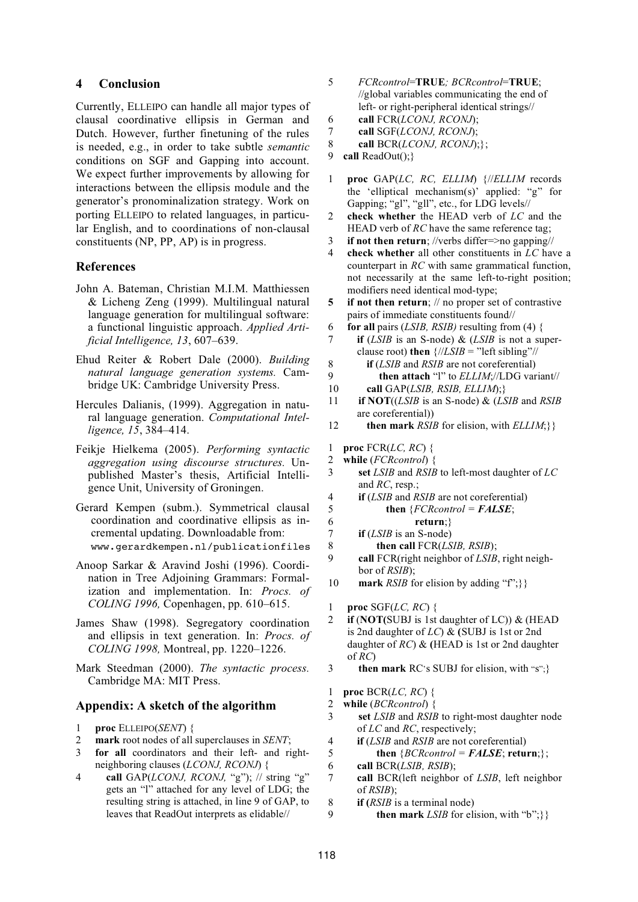## 4 Conclusion

Currently, ELLEIPO can handle all major types of clausal coordinative ellipsis in German and Dutch. However, further finetuning of the rules is needed, e.g., in order to take subtle *semantic* conditions on SGF and Gapping into account. We expect further improvements by allowing for interactions between the ellipsis module and the generator's pronominalization strategy. Work on porting ELLEIPO to related languages, in particular English, and to coordinations of non-clausal constituents (NP, PP, AP) is in progress.

## References

John A. Bateman, Christian M.I.M. Matthiessen & Licheng Zeng (1999). Multilingual natural language generation for multilingual software: a functional linguistic approach. *Applied Artificial Intelligence, 13*, 607–639.

Ehud Reiter & Robert Dale (2000). *Building natural language generation systems.* Cambridge UK: Cambridge University Press.

Hercules Dalianis, (1999). Aggregation in natural language generation. *Computational Intelligence, 15*, 384–414.

Feikje Hielkema (2005). *Performing syntactic aggregation using discourse structures.* Unpublished Master's thesis, Artificial Intelligence Unit, University of Groningen.

Gerard Kempen (subm.). Symmetrical clausal coordination and coordinative ellipsis as incremental updating. Downloadable from: www.gerardkempen.nl/publicationfiles

Anoop Sarkar & Aravind Joshi (1996). Coordination in Tree Adjoining Grammars: Formalization and implementation. In: *Procs. of COLING 1996,* Copenhagen, pp. 610–615.

James Shaw (1998). Segregatory coordination and ellipsis in text generation. In: *Procs. of COLING 1998,* Montreal, pp. 1220–1226.

Mark Steedman (2000). *The syntactic process.* Cambridge MA: MIT Press.

## Appendix: A sketch of the algorithm

```
1  proc ELLEIPO(SENT) {
2  mark root nodes of all superclauses in SENT;
3  for all coordinators and their left- and right-
   neighboring clauses (LCONJ, RCONJ) {
4     call GAP(LCONJ, RCONJ, "g"); // string "g"
      gets an "l" attached for any level of LDG; the
      resulting string is attached, in line 9 of GAP, to
      leaves that ReadOut interprets as elidable//
5     FCRcontrol=TRUE; BCRcontrol=TRUE;
      //global variables communicating the end of
      left- or right-peripheral identical strings//
6     call FCR(LCONJ, RCONJ);
7     call SGF(LCONJ, RCONJ);
8     call BCR(LCONJ, RCONJ);};
9  call ReadOut();}

1  proc GAP(LC, RC, ELLIM) {//ELLIM records
   the 'elliptical mechanism(s)' applied: "g" for
   Gapping; "gl", "gll", etc., for LDG levels//
2  check whether the HEAD verb of LC and the
   HEAD verb of RC have the same reference tag;
3  if not then return; //verbs differ=>no gapping//
4  check whether all other constituents in LC have a
   counterpart in RC with same grammatical function,
   not necessarily at the same left-to-right position;
   modifiers need identical mod-type;
5  if not then return; // no proper set of contrastive
   pairs of immediate constituents found//
6  for all pairs (LSIB, RSIB) resulting from (4) {
7     if (LSIB is an S-node) & (LSIB is not a super-
      clause root) then {//LSIB = "left sibling"//
8        if (LSIB and RSIB are not coreferential)
9           then attach "l" to ELLIM;//LDG variant//
10       call GAP(LSIB, RSIB, ELLIM);}
11    if NOT((LSIB is an S-node) & (LSIB and RSIB
      are coreferential))
12       then mark RSIB for elision, with ELLIM;}}

1  proc FCR(LC, RC) {
2  while (FCRcontrol) {
3     set LSIB and RSIB to left-most daughter of LC
      and RC, resp.;
4     if (LSIB and RSIB are not coreferential)
5           then {FCRcontrol = FALSE;
6                 return;}
7     if (LSIB is an S-node)
8        then call FCR(LSIB, RSIB);
9     call FCR(right neighbor of LSIB, right neigh-
      bor of RSIB);
10    mark RSIB for elision by adding "f";}}

1  proc SGF(LC, RC) {
2  if (NOT(SUBJ is 1st daughter of LC)) & (HEAD
   is 2nd daughter of LC) & (SUBJ is 1st or 2nd
   daughter of RC) & (HEAD is 1st or 2nd daughter
   of RC)
3     then mark RC's SUBJ for elision, with "s";}

1  proc BCR(LC, RC) {
2  while (BCRcontrol) {
3     set LSIB and RSIB to right-most daughter node
      of LC and RC, respectively;
4     if (LSIB and RSIB are not coreferential)
5        then {BCRcontrol = FALSE; return;};
6     call BCR(LSIB, RSIB);
7     call BCR(left neighbor of LSIB, left neighbor
      of RSIB);
8     if (RSIB is a terminal node)
9        then mark LSIB for elision, with "b";}}
```